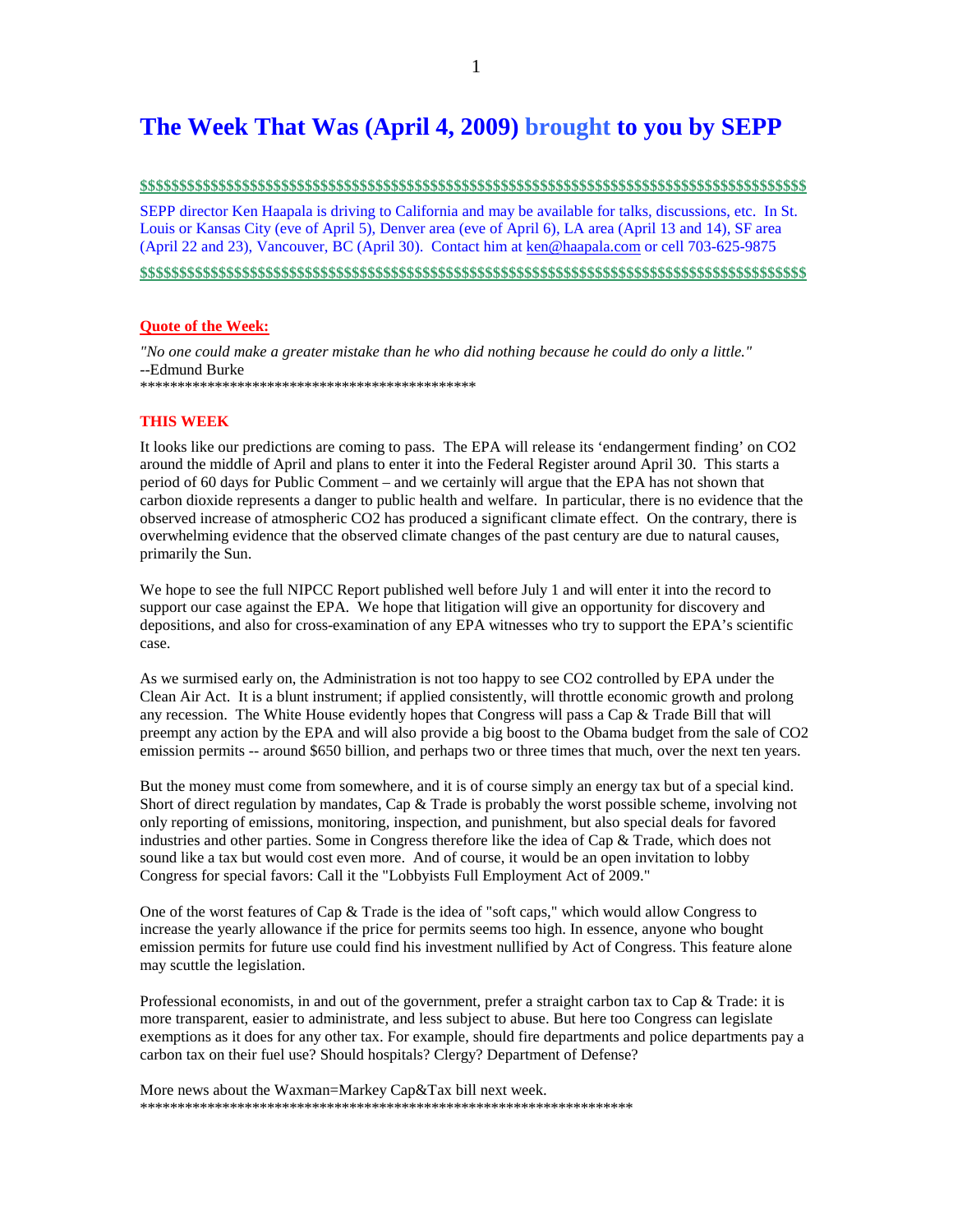# The Week That Was (April 4, 2009) brought to you by SEPP

$$$$$$$$$$$$$$$$$$$$$$$$$$$$$$$$$$$$$$$$$$$$$$$$$$$$$$$$$$$$$$$$$$$$$$$$$$$$$$$$$$$$$$$$$

SEPP director Ken Haapala is driving to California and may be available for talks, discussions, etc. In St. Louis or Kansas City (eve of April 5), Denver area (eve of April 6), LA area (April 13 and 14), SF area (April 22 and 23), Vancouver, BC (April 30). Contact him at ken@haapala.com or cell 703-625-9875

$$$$$$$$$$$$$$$$$$$$$$$$$$$$$$$$$$$$$$$$$$$$$$$$$$$$$$$$$$$$$$$$$$$$$$$$$$$$$$$$$$$$$$$$$

**Quote of the Week:**

*"No one could make a greater mistake than he who did nothing because he could do only a little."*
--Edmund Burke
**********************************************

**THIS WEEK**

It looks like our predictions are coming to pass. The EPA will release its 'endangerment finding' on CO2 around the middle of April and plans to enter it into the Federal Register around April 30. This starts a period of 60 days for Public Comment – and we certainly will argue that the EPA has not shown that carbon dioxide represents a danger to public health and welfare. In particular, there is no evidence that the observed increase of atmospheric CO2 has produced a significant climate effect. On the contrary, there is overwhelming evidence that the observed climate changes of the past century are due to natural causes, primarily the Sun.

We hope to see the full NIPCC Report published well before July 1 and will enter it into the record to support our case against the EPA. We hope that litigation will give an opportunity for discovery and depositions, and also for cross-examination of any EPA witnesses who try to support the EPA's scientific case.

As we surmised early on, the Administration is not too happy to see CO2 controlled by EPA under the Clean Air Act. It is a blunt instrument; if applied consistently, will throttle economic growth and prolong any recession. The White House evidently hopes that Congress will pass a Cap & Trade Bill that will preempt any action by the EPA and will also provide a big boost to the Obama budget from the sale of CO2 emission permits -- around $650 billion, and perhaps two or three times that much, over the next ten years.

But the money must come from somewhere, and it is of course simply an energy tax but of a special kind. Short of direct regulation by mandates, Cap & Trade is probably the worst possible scheme, involving not only reporting of emissions, monitoring, inspection, and punishment, but also special deals for favored industries and other parties. Some in Congress therefore like the idea of Cap & Trade, which does not sound like a tax but would cost even more. And of course, it would be an open invitation to lobby Congress for special favors: Call it the "Lobbyists Full Employment Act of 2009."

One of the worst features of Cap & Trade is the idea of "soft caps," which would allow Congress to increase the yearly allowance if the price for permits seems too high. In essence, anyone who bought emission permits for future use could find his investment nullified by Act of Congress. This feature alone may scuttle the legislation.

Professional economists, in and out of the government, prefer a straight carbon tax to Cap & Trade: it is more transparent, easier to administrate, and less subject to abuse. But here too Congress can legislate exemptions as it does for any other tax. For example, should fire departments and police departments pay a carbon tax on their fuel use? Should hospitals? Clergy? Department of Defense?

More news about the Waxman=Markey Cap&Tax bill next week.
******************************************************************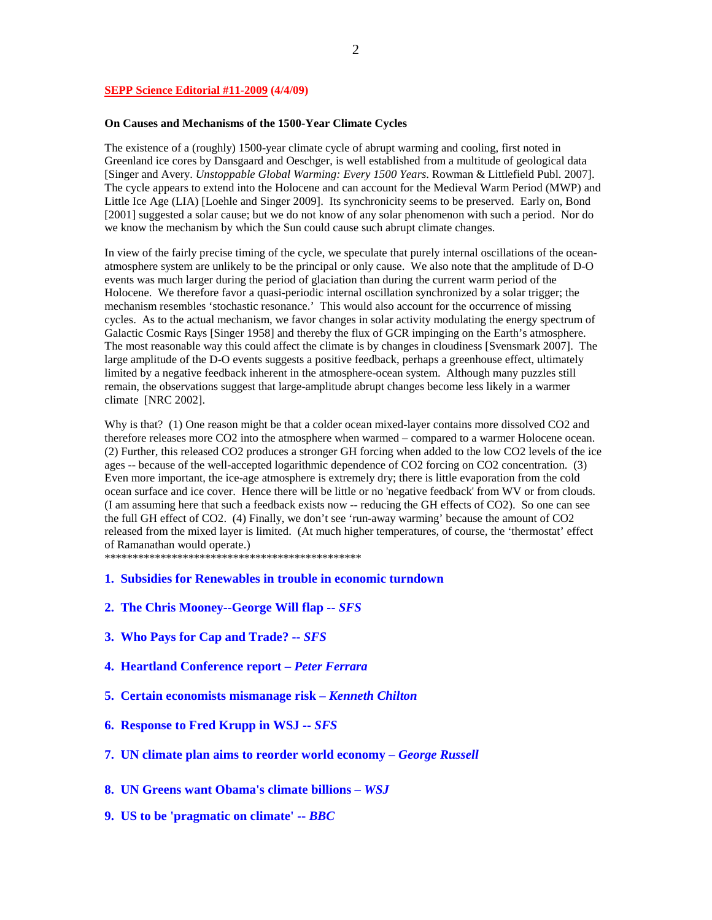**SEPP Science Editorial #11-2009 (4/4/09)**

**On Causes and Mechanisms of the 1500-Year Climate Cycles**

The existence of a (roughly) 1500-year climate cycle of abrupt warming and cooling, first noted in Greenland ice cores by Dansgaard and Oeschger, is well established from a multitude of geological data [Singer and Avery. *Unstoppable Global Warming: Every 1500 Years*. Rowman & Littlefield Publ. 2007]. The cycle appears to extend into the Holocene and can account for the Medieval Warm Period (MWP) and Little Ice Age (LIA) [Loehle and Singer 2009]. Its synchronicity seems to be preserved. Early on, Bond [2001] suggested a solar cause; but we do not know of any solar phenomenon with such a period. Nor do we know the mechanism by which the Sun could cause such abrupt climate changes.

In view of the fairly precise timing of the cycle, we speculate that purely internal oscillations of the ocean-atmosphere system are unlikely to be the principal or only cause. We also note that the amplitude of D-O events was much larger during the period of glaciation than during the current warm period of the Holocene. We therefore favor a quasi-periodic internal oscillation synchronized by a solar trigger; the mechanism resembles 'stochastic resonance.' This would also account for the occurrence of missing cycles. As to the actual mechanism, we favor changes in solar activity modulating the energy spectrum of Galactic Cosmic Rays [Singer 1958] and thereby the flux of GCR impinging on the Earth's atmosphere. The most reasonable way this could affect the climate is by changes in cloudiness [Svensmark 2007]. The large amplitude of the D-O events suggests a positive feedback, perhaps a greenhouse effect, ultimately limited by a negative feedback inherent in the atmosphere-ocean system. Although many puzzles still remain, the observations suggest that large-amplitude abrupt changes become less likely in a warmer climate [NRC 2002].

Why is that? (1) One reason might be that a colder ocean mixed-layer contains more dissolved $CO_2$ and therefore releases more $CO_2$ into the atmosphere when warmed – compared to a warmer Holocene ocean. (2) Further, this released $CO_2$ produces a stronger GH forcing when added to the low $CO_2$ levels of the ice ages -- because of the well-accepted logarithmic dependence of $CO_2$ forcing on $CO_2$ concentration. (3) Even more important, the ice-age atmosphere is extremely dry; there is little evaporation from the cold ocean surface and ice cover. Hence there will be little or no 'negative feedback' from WV or from clouds. (I am assuming here that such a feedback exists now -- reducing the GH effects of $CO_2$). So one can see the full GH effect of $CO_2$. (4) Finally, we don't see 'run-away warming' because the amount of $CO_2$ released from the mixed layer is limited. (At much higher temperatures, of course, the 'thermostat' effect of Ramanathan would operate.)

***********************************************

1. **Subsidies for Renewables in trouble in economic turndown**

2. **The Chris Mooney--George Will flap -- *SFS***

3. **Who Pays for Cap and Trade? -- *SFS***

4. **Heartland Conference report – *Peter Ferrara***

5. **Certain economists mismanage risk – *Kenneth Chilton***

6. **Response to Fred Krupp in WSJ -- *SFS***

7. **UN climate plan aims to reorder world economy – *George Russell***

8. **UN Greens want Obama's climate billions – *WSJ***

9. **US to be 'pragmatic on climate' -- *BBC***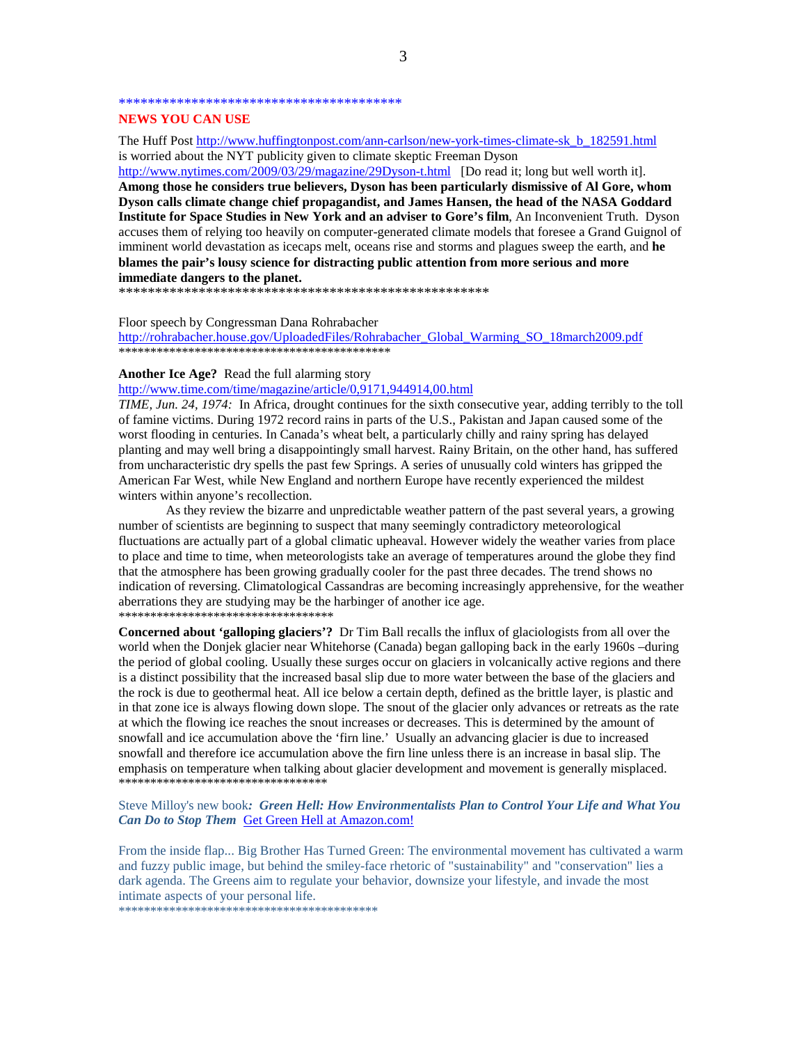*****************************************

## NEWS YOU CAN USE

The Huff Post http://www.huffingtonpost.com/ann-carlson/new-york-times-climate-sk_b_182591.html is worried about the NYT publicity given to climate skeptic Freeman Dyson http://www.nytimes.com/2009/03/29/magazine/29Dyson-t.html [Do read it; long but well worth it]. **Among those he considers true believers, Dyson has been particularly dismissive of Al Gore, whom Dyson calls climate change chief propagandist, and James Hansen, the head of the NASA Goddard Institute for Space Studies in New York and an adviser to Gore's film**, An Inconvenient Truth. Dyson accuses them of relying too heavily on computer-generated climate models that foresee a Grand Guignol of imminent world devastation as icecaps melt, oceans rise and storms and plagues sweep the earth, and **he blames the pair's lousy science for distracting public attention from more serious and more immediate dangers to the planet.**

*****************************************************

Floor speech by Congressman Dana Rohrabacher
http://rohrabacher.house.gov/UploadedFiles/Rohrabacher_Global_Warming_SO_18march2009.pdf

*********************************************

**Another Ice Age?** Read the full alarming story
http://www.time.com/time/magazine/article/0,9171,944914,00.html

*TIME, Jun. 24, 1974:* In Africa, drought continues for the sixth consecutive year, adding terribly to the toll of famine victims. During 1972 record rains in parts of the U.S., Pakistan and Japan caused some of the worst flooding in centuries. In Canada's wheat belt, a particularly chilly and rainy spring has delayed planting and may well bring a disappointingly small harvest. Rainy Britain, on the other hand, has suffered from uncharacteristic dry spells the past few Springs. A series of unusually cold winters has gripped the American Far West, while New England and northern Europe have recently experienced the mildest winters within anyone's recollection.

As they review the bizarre and unpredictable weather pattern of the past several years, a growing number of scientists are beginning to suspect that many seemingly contradictory meteorological fluctuations are actually part of a global climatic upheaval. However widely the weather varies from place to place and time to time, when meteorologists take an average of temperatures around the globe they find that the atmosphere has been growing gradually cooler for the past three decades. The trend shows no indication of reversing. Climatological Cassandras are becoming increasingly apprehensive, for the weather aberrations they are studying may be the harbinger of another ice age.

**********************************

**Concerned about 'galloping glaciers'?** Dr Tim Ball recalls the influx of glaciologists from all over the world when the Donjek glacier near Whitehorse (Canada) began galloping back in the early 1960s –during the period of global cooling. Usually these surges occur on glaciers in volcanically active regions and there is a distinct possibility that the increased basal slip due to more water between the base of the glaciers and the rock is due to geothermal heat. All ice below a certain depth, defined as the brittle layer, is plastic and in that zone ice is always flowing down slope. The snout of the glacier only advances or retreats as the rate at which the flowing ice reaches the snout increases or decreases. This is determined by the amount of snowfall and ice accumulation above the 'firn line.' Usually an advancing glacier is due to increased snowfall and therefore ice accumulation above the firn line unless there is an increase in basal slip. The emphasis on temperature when talking about glacier development and movement is generally misplaced.

*********************************

Steve Milloy's new book***: Green Hell: How Environmentalists Plan to Control Your Life and What You Can Do to Stop Them*** Get Green Hell at Amazon.com!

From the inside flap... Big Brother Has Turned Green: The environmental movement has cultivated a warm and fuzzy public image, but behind the smiley-face rhetoric of "sustainability" and "conservation" lies a dark agenda. The Greens aim to regulate your behavior, downsize your lifestyle, and invade the most intimate aspects of your personal life.

*****************************************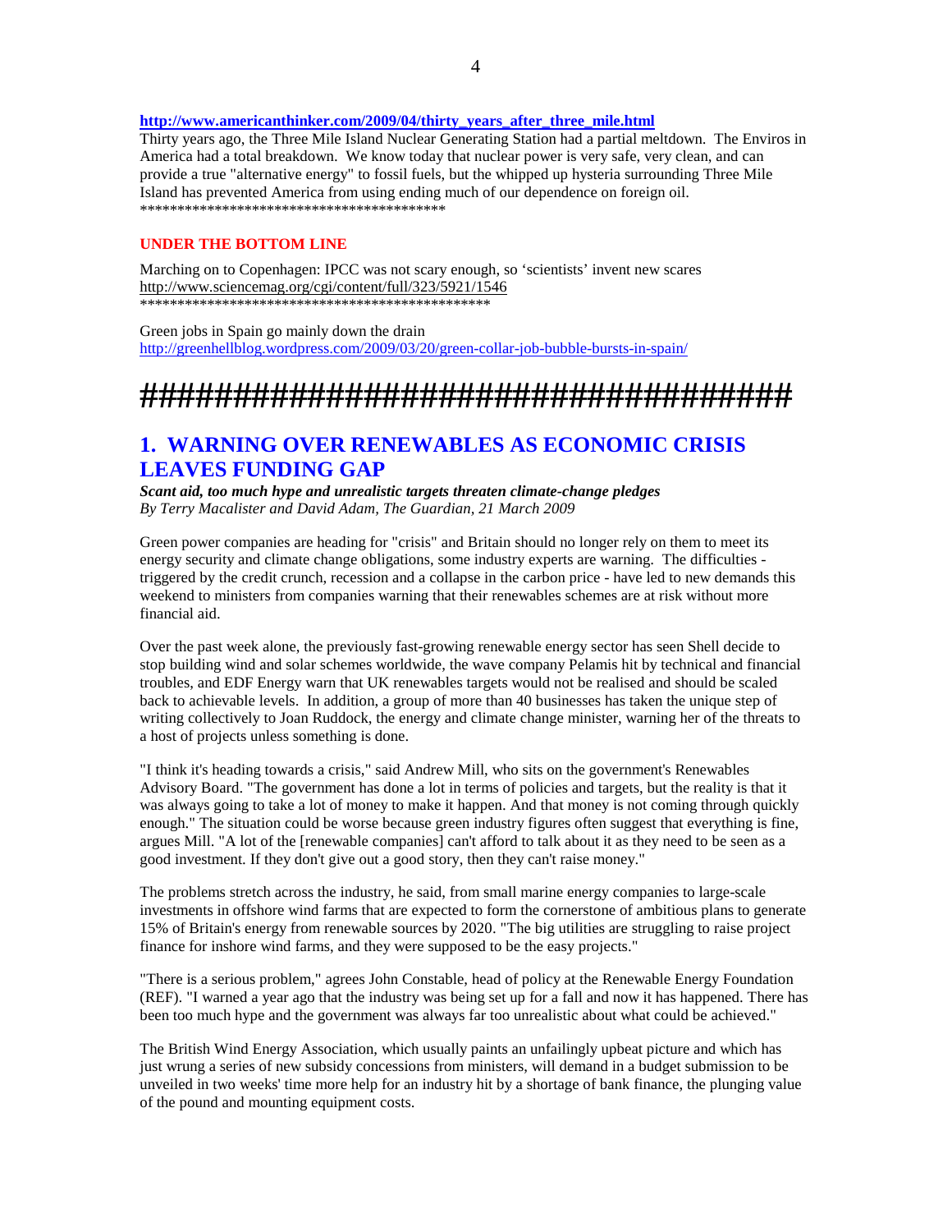**http://www.americanthinker.com/2009/04/thirty_years_after_three_mile.html**

Thirty years ago, the Three Mile Island Nuclear Generating Station had a partial meltdown. The Enviros in America had a total breakdown. We know today that nuclear power is very safe, very clean, and can provide a true "alternative energy" to fossil fuels, but the whipped up hysteria surrounding Three Mile Island has prevented America from using ending much of our dependence on foreign oil.

******************************************

**UNDER THE BOTTOM LINE**

Marching on to Copenhagen: IPCC was not scary enough, so 'scientists' invent new scares
http://www.sciencemag.org/cgi/content/full/323/5921/1546

************************************************

Green jobs in Spain go mainly down the drain
http://greenhellblog.wordpress.com/2009/03/20/green-collar-job-bubble-bursts-in-spain/

# ####################################

## 1. WARNING OVER RENEWABLES AS ECONOMIC CRISIS LEAVES FUNDING GAP

***Scant aid, too much hype and unrealistic targets threaten climate-change pledges***
*By Terry Macalister and David Adam, The Guardian, 21 March 2009*

Green power companies are heading for "crisis" and Britain should no longer rely on them to meet its energy security and climate change obligations, some industry experts are warning. The difficulties - triggered by the credit crunch, recession and a collapse in the carbon price - have led to new demands this weekend to ministers from companies warning that their renewables schemes are at risk without more financial aid.

Over the past week alone, the previously fast-growing renewable energy sector has seen Shell decide to stop building wind and solar schemes worldwide, the wave company Pelamis hit by technical and financial troubles, and EDF Energy warn that UK renewables targets would not be realised and should be scaled back to achievable levels. In addition, a group of more than 40 businesses has taken the unique step of writing collectively to Joan Ruddock, the energy and climate change minister, warning her of the threats to a host of projects unless something is done.

"I think it's heading towards a crisis," said Andrew Mill, who sits on the government's Renewables Advisory Board. "The government has done a lot in terms of policies and targets, but the reality is that it was always going to take a lot of money to make it happen. And that money is not coming through quickly enough." The situation could be worse because green industry figures often suggest that everything is fine, argues Mill. "A lot of the [renewable companies] can't afford to talk about it as they need to be seen as a good investment. If they don't give out a good story, then they can't raise money."

The problems stretch across the industry, he said, from small marine energy companies to large-scale investments in offshore wind farms that are expected to form the cornerstone of ambitious plans to generate 15% of Britain's energy from renewable sources by 2020. "The big utilities are struggling to raise project finance for inshore wind farms, and they were supposed to be the easy projects."

"There is a serious problem," agrees John Constable, head of policy at the Renewable Energy Foundation (REF). "I warned a year ago that the industry was being set up for a fall and now it has happened. There has been too much hype and the government was always far too unrealistic about what could be achieved."

The British Wind Energy Association, which usually paints an unfailingly upbeat picture and which has just wrung a series of new subsidy concessions from ministers, will demand in a budget submission to be unveiled in two weeks' time more help for an industry hit by a shortage of bank finance, the plunging value of the pound and mounting equipment costs.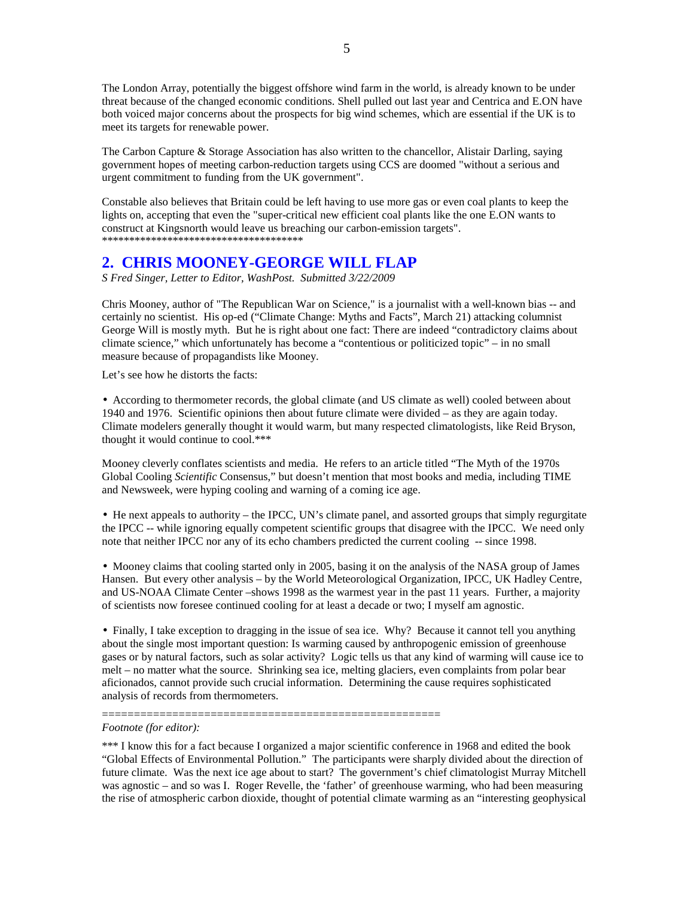The London Array, potentially the biggest offshore wind farm in the world, is already known to be under threat because of the changed economic conditions. Shell pulled out last year and Centrica and E.ON have both voiced major concerns about the prospects for big wind schemes, which are essential if the UK is to meet its targets for renewable power.

The Carbon Capture & Storage Association has also written to the chancellor, Alistair Darling, saying government hopes of meeting carbon-reduction targets using CCS are doomed "without a serious and urgent commitment to funding from the UK government".

Constable also believes that Britain could be left having to use more gas or even coal plants to keep the lights on, accepting that even the "super-critical new efficient coal plants like the one E.ON wants to construct at Kingsnorth would leave us breaching our carbon-emission targets".
**************************************

## 2. CHRIS MOONEY-GEORGE WILL FLAP

*S Fred Singer, Letter to Editor, WashPost. Submitted 3/22/2009*

Chris Mooney, author of "The Republican War on Science," is a journalist with a well-known bias -- and certainly no scientist. His op-ed ("Climate Change: Myths and Facts", March 21) attacking columnist George Will is mostly myth. But he is right about one fact: There are indeed "contradictory claims about climate science," which unfortunately has become a "contentious or politicized topic" – in no small measure because of propagandists like Mooney.

Let's see how he distorts the facts:

• According to thermometer records, the global climate (and US climate as well) cooled between about 1940 and 1976. Scientific opinions then about future climate were divided – as they are again today. Climate modelers generally thought it would warm, but many respected climatologists, like Reid Bryson, thought it would continue to cool.***

Mooney cleverly conflates scientists and media. He refers to an article titled "The Myth of the 1970s Global Cooling *Scientific* Consensus," but doesn't mention that most books and media, including TIME and Newsweek, were hyping cooling and warning of a coming ice age.

• He next appeals to authority – the IPCC, UN's climate panel, and assorted groups that simply regurgitate the IPCC -- while ignoring equally competent scientific groups that disagree with the IPCC. We need only note that neither IPCC nor any of its echo chambers predicted the current cooling -- since 1998.

• Mooney claims that cooling started only in 2005, basing it on the analysis of the NASA group of James Hansen. But every other analysis – by the World Meteorological Organization, IPCC, UK Hadley Centre, and US-NOAA Climate Center –shows 1998 as the warmest year in the past 11 years. Further, a majority of scientists now foresee continued cooling for at least a decade or two; I myself am agnostic.

• Finally, I take exception to dragging in the issue of sea ice. Why? Because it cannot tell you anything about the single most important question: Is warming caused by anthropogenic emission of greenhouse gases or by natural factors, such as solar activity? Logic tells us that any kind of warming will cause ice to melt – no matter what the source. Shrinking sea ice, melting glaciers, even complaints from polar bear aficionados, cannot provide such crucial information. Determining the cause requires sophisticated analysis of records from thermometers.

=====================================================

*Footnote (for editor):*

*** I know this for a fact because I organized a major scientific conference in 1968 and edited the book "Global Effects of Environmental Pollution." The participants were sharply divided about the direction of future climate. Was the next ice age about to start? The government's chief climatologist Murray Mitchell was agnostic – and so was I. Roger Revelle, the 'father' of greenhouse warming, who had been measuring the rise of atmospheric carbon dioxide, thought of potential climate warming as an "interesting geophysical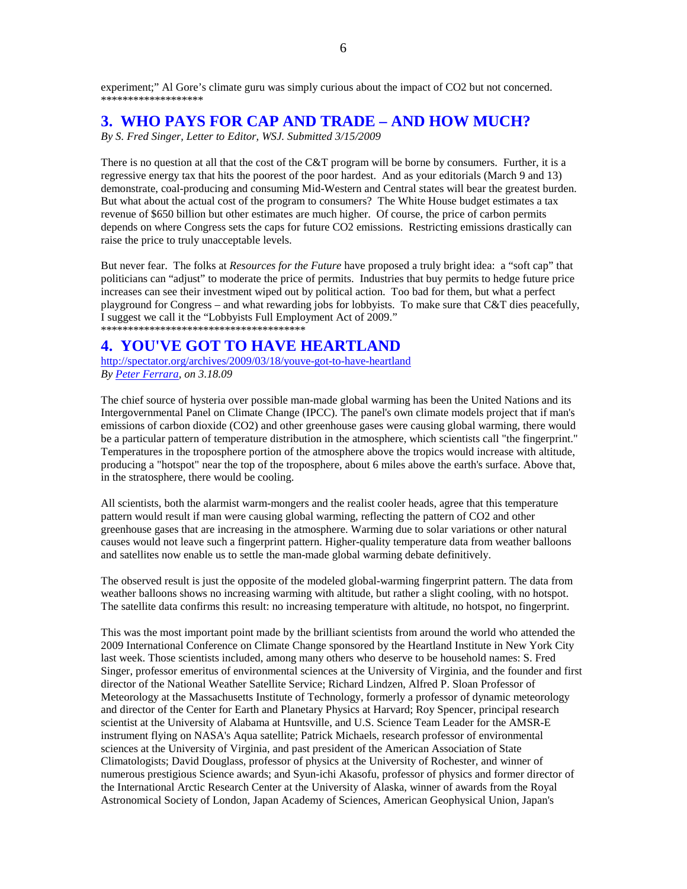experiment;" Al Gore's climate guru was simply curious about the impact of CO2 but not concerned.
*******************

## 3. WHO PAYS FOR CAP AND TRADE – AND HOW MUCH?

*By S. Fred Singer, Letter to Editor, WSJ. Submitted 3/15/2009*

There is no question at all that the cost of the C&T program will be borne by consumers. Further, it is a regressive energy tax that hits the poorest of the poor hardest. And as your editorials (March 9 and 13) demonstrate, coal-producing and consuming Mid-Western and Central states will bear the greatest burden. But what about the actual cost of the program to consumers? The White House budget estimates a tax revenue of $650 billion but other estimates are much higher. Of course, the price of carbon permits depends on where Congress sets the caps for future CO2 emissions. Restricting emissions drastically can raise the price to truly unacceptable levels.

But never fear. The folks at *Resources for the Future* have proposed a truly bright idea: a "soft cap" that politicians can "adjust" to moderate the price of permits. Industries that buy permits to hedge future price increases can see their investment wiped out by political action. Too bad for them, but what a perfect playground for Congress – and what rewarding jobs for lobbyists. To make sure that C&T dies peacefully, I suggest we call it the "Lobbyists Full Employment Act of 2009."
***************************************

## 4. YOU'VE GOT TO HAVE HEARTLAND

http://spectator.org/archives/2009/03/18/youve-got-to-have-heartland
*By Peter Ferrara, on 3.18.09*

The chief source of hysteria over possible man-made global warming has been the United Nations and its Intergovernmental Panel on Climate Change (IPCC). The panel's own climate models project that if man's emissions of carbon dioxide (CO2) and other greenhouse gases were causing global warming, there would be a particular pattern of temperature distribution in the atmosphere, which scientists call "the fingerprint." Temperatures in the troposphere portion of the atmosphere above the tropics would increase with altitude, producing a "hotspot" near the top of the troposphere, about 6 miles above the earth's surface. Above that, in the stratosphere, there would be cooling.

All scientists, both the alarmist warm-mongers and the realist cooler heads, agree that this temperature pattern would result if man were causing global warming, reflecting the pattern of CO2 and other greenhouse gases that are increasing in the atmosphere. Warming due to solar variations or other natural causes would not leave such a fingerprint pattern. Higher-quality temperature data from weather balloons and satellites now enable us to settle the man-made global warming debate definitively.

The observed result is just the opposite of the modeled global-warming fingerprint pattern. The data from weather balloons shows no increasing warming with altitude, but rather a slight cooling, with no hotspot. The satellite data confirms this result: no increasing temperature with altitude, no hotspot, no fingerprint.

This was the most important point made by the brilliant scientists from around the world who attended the 2009 International Conference on Climate Change sponsored by the Heartland Institute in New York City last week. Those scientists included, among many others who deserve to be household names: S. Fred Singer, professor emeritus of environmental sciences at the University of Virginia, and the founder and first director of the National Weather Satellite Service; Richard Lindzen, Alfred P. Sloan Professor of Meteorology at the Massachusetts Institute of Technology, formerly a professor of dynamic meteorology and director of the Center for Earth and Planetary Physics at Harvard; Roy Spencer, principal research scientist at the University of Alabama at Huntsville, and U.S. Science Team Leader for the AMSR-E instrument flying on NASA's Aqua satellite; Patrick Michaels, research professor of environmental sciences at the University of Virginia, and past president of the American Association of State Climatologists; David Douglass, professor of physics at the University of Rochester, and winner of numerous prestigious Science awards; and Syun-ichi Akasofu, professor of physics and former director of the International Arctic Research Center at the University of Alaska, winner of awards from the Royal Astronomical Society of London, Japan Academy of Sciences, American Geophysical Union, Japan's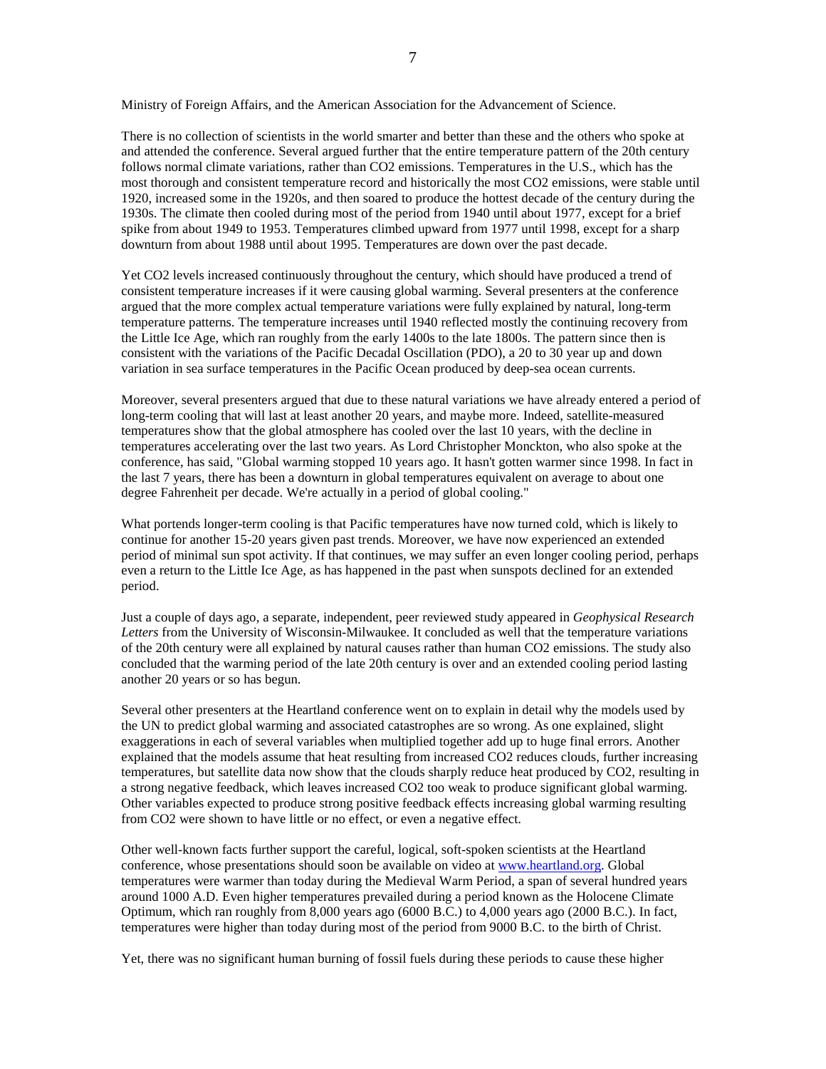Ministry of Foreign Affairs, and the American Association for the Advancement of Science.

There is no collection of scientists in the world smarter and better than these and the others who spoke at and attended the conference. Several argued further that the entire temperature pattern of the 20th century follows normal climate variations, rather than $CO_2$ emissions. Temperatures in the U.S., which has the most thorough and consistent temperature record and historically the most $CO_2$ emissions, were stable until 1920, increased some in the 1920s, and then soared to produce the hottest decade of the century during the 1930s. The climate then cooled during most of the period from 1940 until about 1977, except for a brief spike from about 1949 to 1953. Temperatures climbed upward from 1977 until 1998, except for a sharp downturn from about 1988 until about 1995. Temperatures are down over the past decade.

Yet $CO_2$ levels increased continuously throughout the century, which should have produced a trend of consistent temperature increases if it were causing global warming. Several presenters at the conference argued that the more complex actual temperature variations were fully explained by natural, long-term temperature patterns. The temperature increases until 1940 reflected mostly the continuing recovery from the Little Ice Age, which ran roughly from the early 1400s to the late 1800s. The pattern since then is consistent with the variations of the Pacific Decadal Oscillation (PDO), a 20 to 30 year up and down variation in sea surface temperatures in the Pacific Ocean produced by deep-sea ocean currents.

Moreover, several presenters argued that due to these natural variations we have already entered a period of long-term cooling that will last at least another 20 years, and maybe more. Indeed, satellite-measured temperatures show that the global atmosphere has cooled over the last 10 years, with the decline in temperatures accelerating over the last two years. As Lord Christopher Monckton, who also spoke at the conference, has said, "Global warming stopped 10 years ago. It hasn't gotten warmer since 1998. In fact in the last 7 years, there has been a downturn in global temperatures equivalent on average to about one degree Fahrenheit per decade. We're actually in a period of global cooling."

What portends longer-term cooling is that Pacific temperatures have now turned cold, which is likely to continue for another 15-20 years given past trends. Moreover, we have now experienced an extended period of minimal sun spot activity. If that continues, we may suffer an even longer cooling period, perhaps even a return to the Little Ice Age, as has happened in the past when sunspots declined for an extended period.

Just a couple of days ago, a separate, independent, peer reviewed study appeared in *Geophysical Research Letters* from the University of Wisconsin-Milwaukee. It concluded as well that the temperature variations of the 20th century were all explained by natural causes rather than human $CO_2$ emissions. The study also concluded that the warming period of the late 20th century is over and an extended cooling period lasting another 20 years or so has begun.

Several other presenters at the Heartland conference went on to explain in detail why the models used by the UN to predict global warming and associated catastrophes are so wrong. As one explained, slight exaggerations in each of several variables when multiplied together add up to huge final errors. Another explained that the models assume that heat resulting from increased $CO_2$ reduces clouds, further increasing temperatures, but satellite data now show that the clouds sharply reduce heat produced by $CO_2$, resulting in a strong negative feedback, which leaves increased $CO_2$ too weak to produce significant global warming. Other variables expected to produce strong positive feedback effects increasing global warming resulting from $CO_2$ were shown to have little or no effect, or even a negative effect.

Other well-known facts further support the careful, logical, soft-spoken scientists at the Heartland conference, whose presentations should soon be available on video at [www.heartland.org](www.heartland.org). Global temperatures were warmer than today during the Medieval Warm Period, a span of several hundred years around 1000 A.D. Even higher temperatures prevailed during a period known as the Holocene Climate Optimum, which ran roughly from 8,000 years ago (6000 B.C.) to 4,000 years ago (2000 B.C.). In fact, temperatures were higher than today during most of the period from 9000 B.C. to the birth of Christ.

Yet, there was no significant human burning of fossil fuels during these periods to cause these higher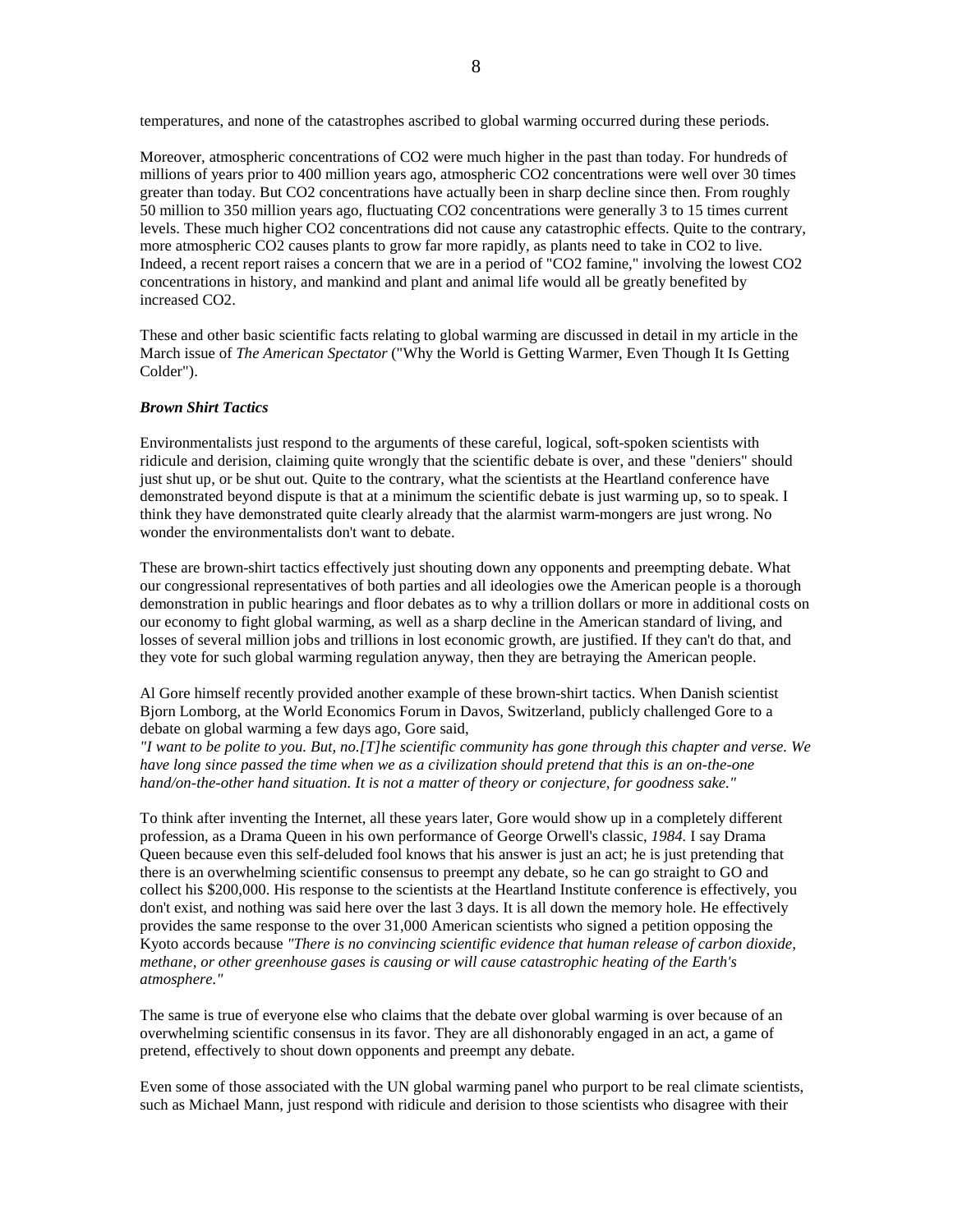temperatures, and none of the catastrophes ascribed to global warming occurred during these periods.

Moreover, atmospheric concentrations of $CO_2$ were much higher in the past than today. For hundreds of millions of years prior to 400 million years ago, atmospheric $CO_2$ concentrations were well over 30 times greater than today. But $CO_2$ concentrations have actually been in sharp decline since then. From roughly 50 million to 350 million years ago, fluctuating $CO_2$ concentrations were generally 3 to 15 times current levels. These much higher $CO_2$ concentrations did not cause any catastrophic effects. Quite to the contrary, more atmospheric $CO_2$ causes plants to grow far more rapidly, as plants need to take in $CO_2$ to live. Indeed, a recent report raises a concern that we are in a period of "$CO_2$ famine," involving the lowest $CO_2$ concentrations in history, and mankind and plant and animal life would all be greatly benefited by increased $CO_2$.

These and other basic scientific facts relating to global warming are discussed in detail in my article in the March issue of *The American Spectator* ("Why the World is Getting Warmer, Even Though It Is Getting Colder").

### *Brown Shirt Tactics*

Environmentalists just respond to the arguments of these careful, logical, soft-spoken scientists with ridicule and derision, claiming quite wrongly that the scientific debate is over, and these "deniers" should just shut up, or be shut out. Quite to the contrary, what the scientists at the Heartland conference have demonstrated beyond dispute is that at a minimum the scientific debate is just warming up, so to speak. I think they have demonstrated quite clearly already that the alarmist warm-mongers are just wrong. No wonder the environmentalists don't want to debate.

These are brown-shirt tactics effectively just shouting down any opponents and preempting debate. What our congressional representatives of both parties and all ideologies owe the American people is a thorough demonstration in public hearings and floor debates as to why a trillion dollars or more in additional costs on our economy to fight global warming, as well as a sharp decline in the American standard of living, and losses of several million jobs and trillions in lost economic growth, are justified. If they can't do that, and they vote for such global warming regulation anyway, then they are betraying the American people.

Al Gore himself recently provided another example of these brown-shirt tactics. When Danish scientist Bjorn Lomborg, at the World Economics Forum in Davos, Switzerland, publicly challenged Gore to a debate on global warming a few days ago, Gore said,
*"I want to be polite to you. But, no.[T]he scientific community has gone through this chapter and verse. We have long since passed the time when we as a civilization should pretend that this is an on-the-one hand/on-the-other hand situation. It is not a matter of theory or conjecture, for goodness sake."*

To think after inventing the Internet, all these years later, Gore would show up in a completely different profession, as a Drama Queen in his own performance of George Orwell's classic, *1984.* I say Drama Queen because even this self-deluded fool knows that his answer is just an act; he is just pretending that there is an overwhelming scientific consensus to preempt any debate, so he can go straight to GO and collect his $200,000. His response to the scientists at the Heartland Institute conference is effectively, you don't exist, and nothing was said here over the last 3 days. It is all down the memory hole. He effectively provides the same response to the over 31,000 American scientists who signed a petition opposing the Kyoto accords because *"There is no convincing scientific evidence that human release of carbon dioxide, methane, or other greenhouse gases is causing or will cause catastrophic heating of the Earth's atmosphere."*

The same is true of everyone else who claims that the debate over global warming is over because of an overwhelming scientific consensus in its favor. They are all dishonorably engaged in an act, a game of pretend, effectively to shout down opponents and preempt any debate.

Even some of those associated with the UN global warming panel who purport to be real climate scientists, such as Michael Mann, just respond with ridicule and derision to those scientists who disagree with their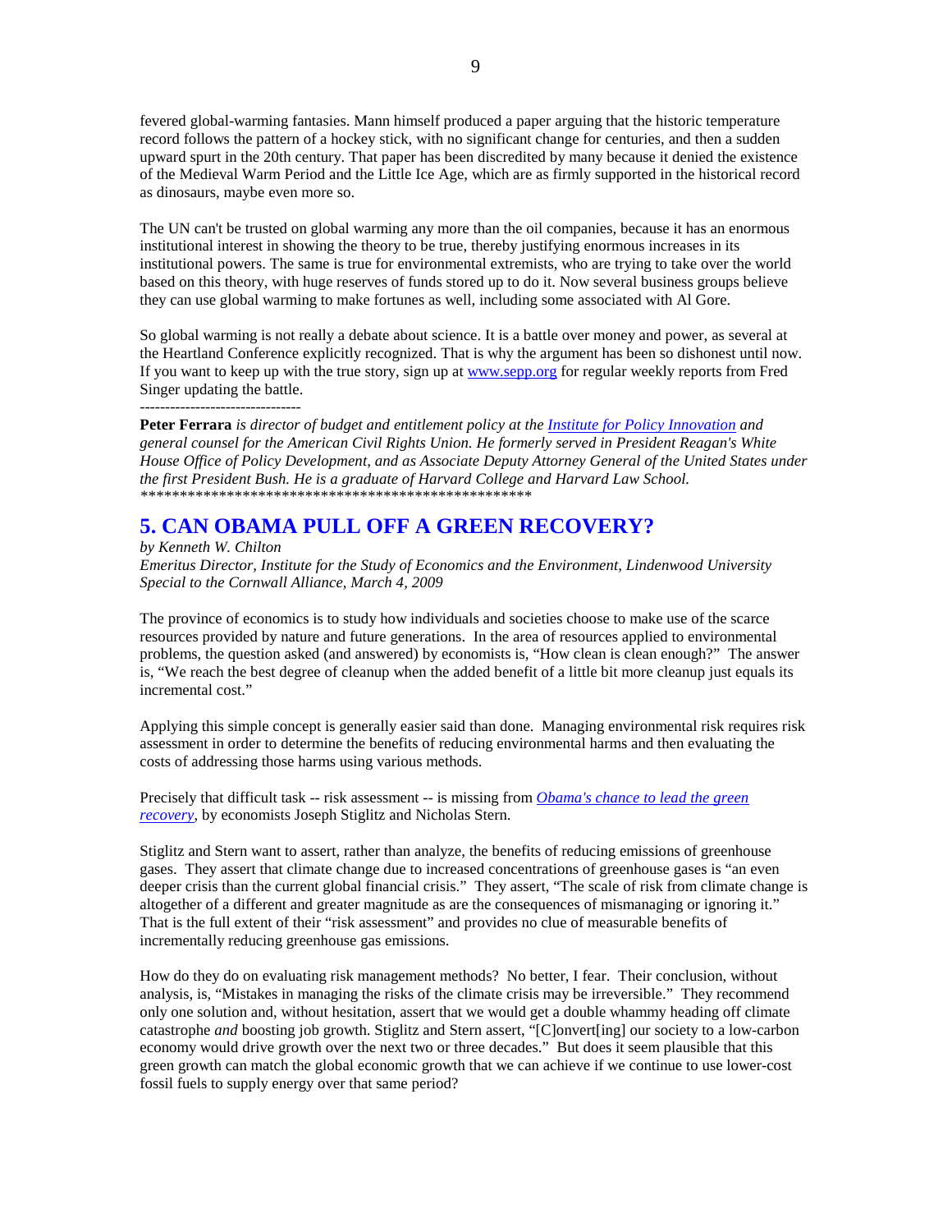fevered global-warming fantasies. Mann himself produced a paper arguing that the historic temperature record follows the pattern of a hockey stick, with no significant change for centuries, and then a sudden upward spurt in the 20th century. That paper has been discredited by many because it denied the existence of the Medieval Warm Period and the Little Ice Age, which are as firmly supported in the historical record as dinosaurs, maybe even more so.

The UN can't be trusted on global warming any more than the oil companies, because it has an enormous institutional interest in showing the theory to be true, thereby justifying enormous increases in its institutional powers. The same is true for environmental extremists, who are trying to take over the world based on this theory, with huge reserves of funds stored up to do it. Now several business groups believe they can use global warming to make fortunes as well, including some associated with Al Gore.

So global warming is not really a debate about science. It is a battle over money and power, as several at the Heartland Conference explicitly recognized. That is why the argument has been so dishonest until now. If you want to keep up with the true story, sign up at www.sepp.org for regular weekly reports from Fred Singer updating the battle.

--------------------------------

**Peter Ferrara** *is director of budget and entitlement policy at the Institute for Policy Innovation and general counsel for the American Civil Rights Union. He formerly served in President Reagan's White House Office of Policy Development, and as Associate Deputy Attorney General of the United States under the first President Bush. He is a graduate of Harvard College and Harvard Law School.*

*************************************************

## 5. CAN OBAMA PULL OFF A GREEN RECOVERY?

*by Kenneth W. Chilton*
*Emeritus Director, Institute for the Study of Economics and the Environment, Lindenwood University*
*Special to the Cornwall Alliance, March 4, 2009*

The province of economics is to study how individuals and societies choose to make use of the scarce resources provided by nature and future generations. In the area of resources applied to environmental problems, the question asked (and answered) by economists is, "How clean is clean enough?" The answer is, "We reach the best degree of cleanup when the added benefit of a little bit more cleanup just equals its incremental cost."

Applying this simple concept is generally easier said than done. Managing environmental risk requires risk assessment in order to determine the benefits of reducing environmental harms and then evaluating the costs of addressing those harms using various methods.

Precisely that difficult task -- risk assessment -- is missing from *Obama's chance to lead the green recovery*, by economists Joseph Stiglitz and Nicholas Stern.

Stiglitz and Stern want to assert, rather than analyze, the benefits of reducing emissions of greenhouse gases. They assert that climate change due to increased concentrations of greenhouse gases is "an even deeper crisis than the current global financial crisis." They assert, "The scale of risk from climate change is altogether of a different and greater magnitude as are the consequences of mismanaging or ignoring it." That is the full extent of their "risk assessment" and provides no clue of measurable benefits of incrementally reducing greenhouse gas emissions.

How do they do on evaluating risk management methods? No better, I fear. Their conclusion, without analysis, is, "Mistakes in managing the risks of the climate crisis may be irreversible." They recommend only one solution and, without hesitation, assert that we would get a double whammy heading off climate catastrophe *and* boosting job growth. Stiglitz and Stern assert, "[C]onvert[ing] our society to a low-carbon economy would drive growth over the next two or three decades." But does it seem plausible that this green growth can match the global economic growth that we can achieve if we continue to use lower-cost fossil fuels to supply energy over that same period?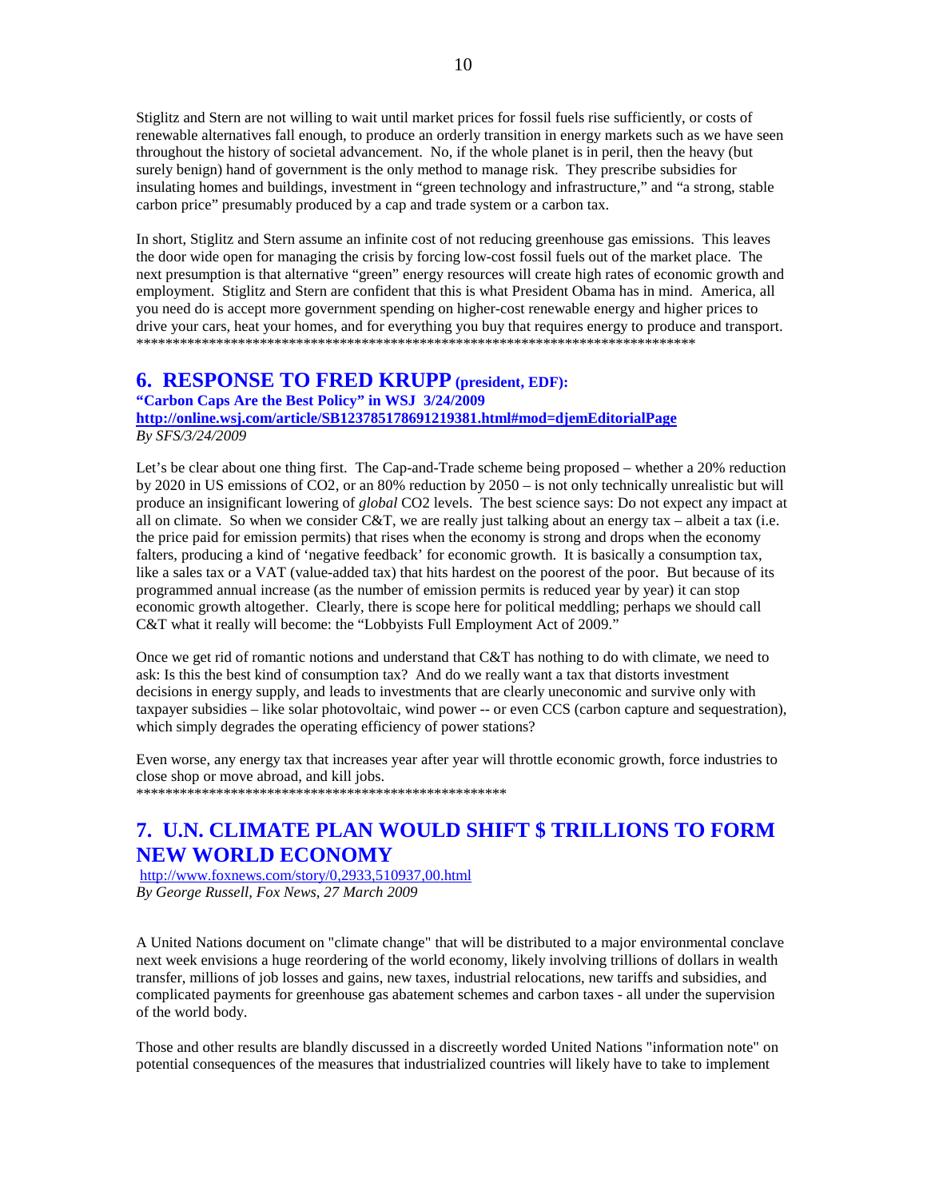Stiglitz and Stern are not willing to wait until market prices for fossil fuels rise sufficiently, or costs of renewable alternatives fall enough, to produce an orderly transition in energy markets such as we have seen throughout the history of societal advancement. No, if the whole planet is in peril, then the heavy (but surely benign) hand of government is the only method to manage risk. They prescribe subsidies for insulating homes and buildings, investment in "green technology and infrastructure," and "a strong, stable carbon price" presumably produced by a cap and trade system or a carbon tax.

In short, Stiglitz and Stern assume an infinite cost of not reducing greenhouse gas emissions. This leaves the door wide open for managing the crisis by forcing low-cost fossil fuels out of the market place. The next presumption is that alternative "green" energy resources will create high rates of economic growth and employment. Stiglitz and Stern are confident that this is what President Obama has in mind. America, all you need do is accept more government spending on higher-cost renewable energy and higher prices to drive your cars, heat your homes, and for everything you buy that requires energy to produce and transport.
*******************************************************************************

## 6. RESPONSE TO FRED KRUPP (president, EDF):

**"Carbon Caps Are the Best Policy" in WSJ 3/24/2009**
**http://online.wsj.com/article/SB123785178691219381.html#mod=djemEditorialPage**
*By SFS/3/24/2009*

Let's be clear about one thing first. The Cap-and-Trade scheme being proposed – whether a 20% reduction by 2020 in US emissions of $CO_2$, or an 80% reduction by 2050 – is not only technically unrealistic but will produce an insignificant lowering of *global* $CO_2$ levels. The best science says: Do not expect any impact at all on climate. So when we consider C&T, we are really just talking about an energy tax – albeit a tax (i.e. the price paid for emission permits) that rises when the economy is strong and drops when the economy falters, producing a kind of 'negative feedback' for economic growth. It is basically a consumption tax, like a sales tax or a VAT (value-added tax) that hits hardest on the poorest of the poor. But because of its programmed annual increase (as the number of emission permits is reduced year by year) it can stop economic growth altogether. Clearly, there is scope here for political meddling; perhaps we should call C&T what it really will become: the "Lobbyists Full Employment Act of 2009."

Once we get rid of romantic notions and understand that C&T has nothing to do with climate, we need to ask: Is this the best kind of consumption tax? And do we really want a tax that distorts investment decisions in energy supply, and leads to investments that are clearly uneconomic and survive only with taxpayer subsidies – like solar photovoltaic, wind power -- or even CCS (carbon capture and sequestration), which simply degrades the operating efficiency of power stations?

Even worse, any energy tax that increases year after year will throttle economic growth, force industries to close shop or move abroad, and kill jobs.
****************************************************

## 7. U.N. CLIMATE PLAN WOULD SHIFT $ TRILLIONS TO FORM NEW WORLD ECONOMY

http://www.foxnews.com/story/0,2933,510937,00.html
*By George Russell, Fox News, 27 March 2009*

A United Nations document on "climate change" that will be distributed to a major environmental conclave next week envisions a huge reordering of the world economy, likely involving trillions of dollars in wealth transfer, millions of job losses and gains, new taxes, industrial relocations, new tariffs and subsidies, and complicated payments for greenhouse gas abatement schemes and carbon taxes - all under the supervision of the world body.

Those and other results are blandly discussed in a discreetly worded United Nations "information note" on potential consequences of the measures that industrialized countries will likely have to take to implement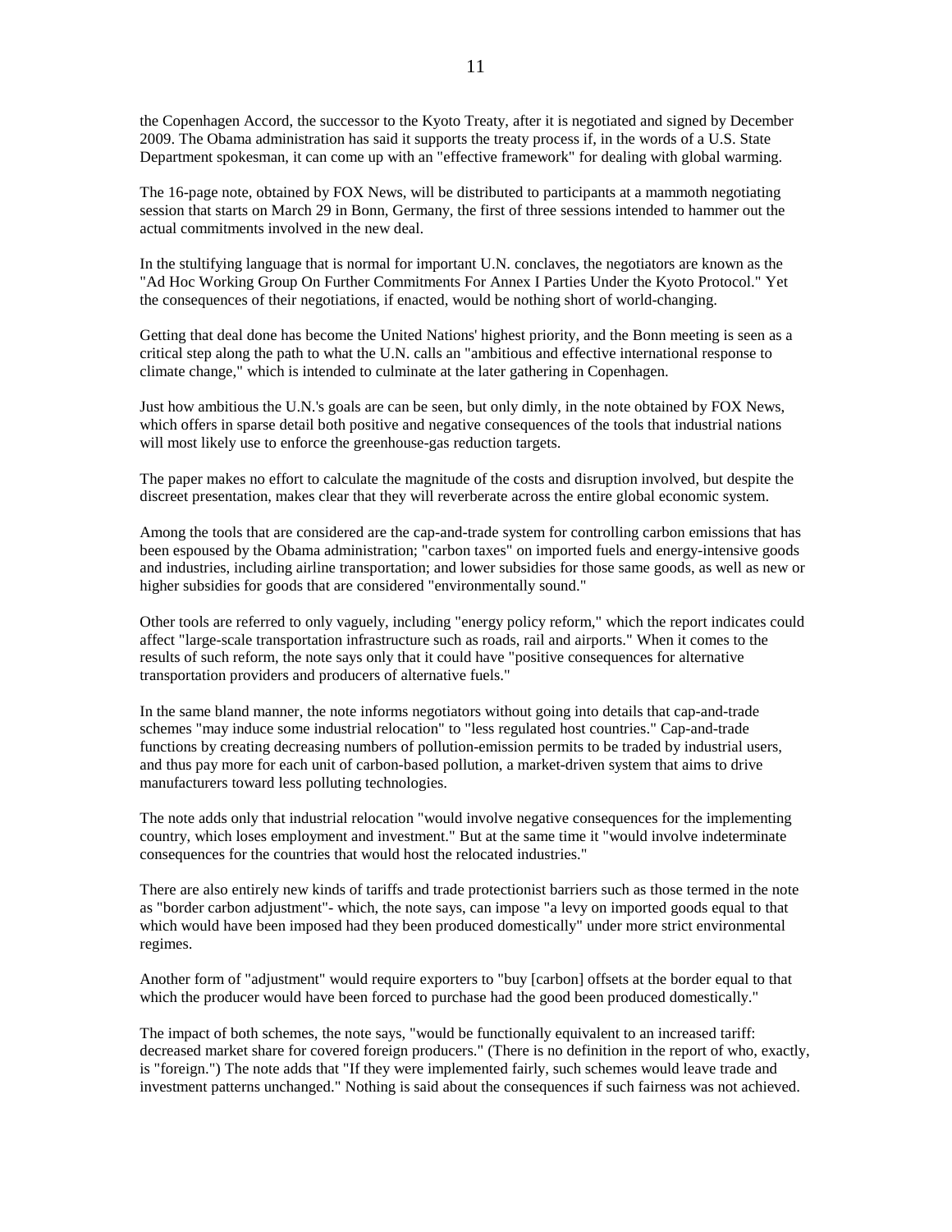the Copenhagen Accord, the successor to the Kyoto Treaty, after it is negotiated and signed by December 2009. The Obama administration has said it supports the treaty process if, in the words of a U.S. State Department spokesman, it can come up with an "effective framework" for dealing with global warming.

The 16-page note, obtained by FOX News, will be distributed to participants at a mammoth negotiating session that starts on March 29 in Bonn, Germany, the first of three sessions intended to hammer out the actual commitments involved in the new deal.

In the stultifying language that is normal for important U.N. conclaves, the negotiators are known as the "Ad Hoc Working Group On Further Commitments For Annex I Parties Under the Kyoto Protocol." Yet the consequences of their negotiations, if enacted, would be nothing short of world-changing.

Getting that deal done has become the United Nations' highest priority, and the Bonn meeting is seen as a critical step along the path to what the U.N. calls an "ambitious and effective international response to climate change," which is intended to culminate at the later gathering in Copenhagen.

Just how ambitious the U.N.'s goals are can be seen, but only dimly, in the note obtained by FOX News, which offers in sparse detail both positive and negative consequences of the tools that industrial nations will most likely use to enforce the greenhouse-gas reduction targets.

The paper makes no effort to calculate the magnitude of the costs and disruption involved, but despite the discreet presentation, makes clear that they will reverberate across the entire global economic system.

Among the tools that are considered are the cap-and-trade system for controlling carbon emissions that has been espoused by the Obama administration; "carbon taxes" on imported fuels and energy-intensive goods and industries, including airline transportation; and lower subsidies for those same goods, as well as new or higher subsidies for goods that are considered "environmentally sound."

Other tools are referred to only vaguely, including "energy policy reform," which the report indicates could affect "large-scale transportation infrastructure such as roads, rail and airports." When it comes to the results of such reform, the note says only that it could have "positive consequences for alternative transportation providers and producers of alternative fuels."

In the same bland manner, the note informs negotiators without going into details that cap-and-trade schemes "may induce some industrial relocation" to "less regulated host countries." Cap-and-trade functions by creating decreasing numbers of pollution-emission permits to be traded by industrial users, and thus pay more for each unit of carbon-based pollution, a market-driven system that aims to drive manufacturers toward less polluting technologies.

The note adds only that industrial relocation "would involve negative consequences for the implementing country, which loses employment and investment." But at the same time it "would involve indeterminate consequences for the countries that would host the relocated industries."

There are also entirely new kinds of tariffs and trade protectionist barriers such as those termed in the note as "border carbon adjustment"- which, the note says, can impose "a levy on imported goods equal to that which would have been imposed had they been produced domestically" under more strict environmental regimes.

Another form of "adjustment" would require exporters to "buy [carbon] offsets at the border equal to that which the producer would have been forced to purchase had the good been produced domestically."

The impact of both schemes, the note says, "would be functionally equivalent to an increased tariff: decreased market share for covered foreign producers." (There is no definition in the report of who, exactly, is "foreign.") The note adds that "If they were implemented fairly, such schemes would leave trade and investment patterns unchanged." Nothing is said about the consequences if such fairness was not achieved.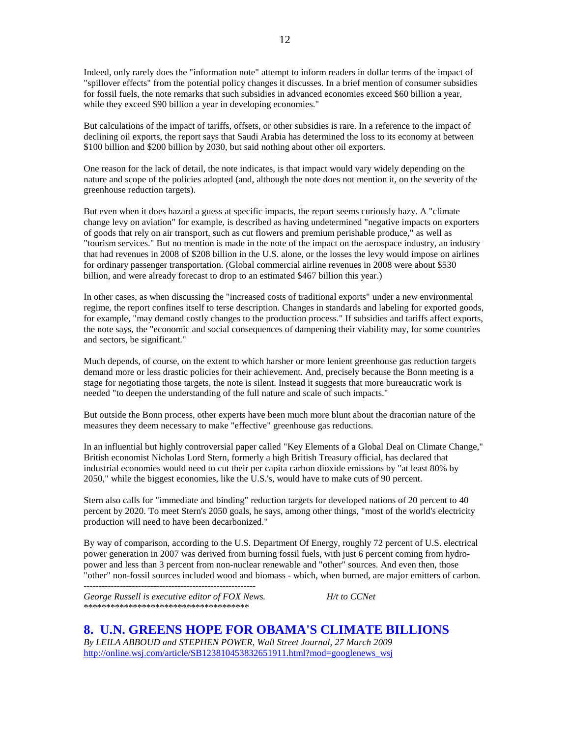Indeed, only rarely does the "information note" attempt to inform readers in dollar terms of the impact of "spillover effects" from the potential policy changes it discusses. In a brief mention of consumer subsidies for fossil fuels, the note remarks that such subsidies in advanced economies exceed $60 billion a year, while they exceed $90 billion a year in developing economies."

But calculations of the impact of tariffs, offsets, or other subsidies is rare. In a reference to the impact of declining oil exports, the report says that Saudi Arabia has determined the loss to its economy at between $100 billion and $200 billion by 2030, but said nothing about other oil exporters.

One reason for the lack of detail, the note indicates, is that impact would vary widely depending on the nature and scope of the policies adopted (and, although the note does not mention it, on the severity of the greenhouse reduction targets).

But even when it does hazard a guess at specific impacts, the report seems curiously hazy. A "climate change levy on aviation" for example, is described as having undetermined "negative impacts on exporters of goods that rely on air transport, such as cut flowers and premium perishable produce," as well as "tourism services." But no mention is made in the note of the impact on the aerospace industry, an industry that had revenues in 2008 of $208 billion in the U.S. alone, or the losses the levy would impose on airlines for ordinary passenger transportation. (Global commercial airline revenues in 2008 were about $530 billion, and were already forecast to drop to an estimated $467 billion this year.)

In other cases, as when discussing the "increased costs of traditional exports" under a new environmental regime, the report confines itself to terse description. Changes in standards and labeling for exported goods, for example, "may demand costly changes to the production process." If subsidies and tariffs affect exports, the note says, the "economic and social consequences of dampening their viability may, for some countries and sectors, be significant."

Much depends, of course, on the extent to which harsher or more lenient greenhouse gas reduction targets demand more or less drastic policies for their achievement. And, precisely because the Bonn meeting is a stage for negotiating those targets, the note is silent. Instead it suggests that more bureaucratic work is needed "to deepen the understanding of the full nature and scale of such impacts."

But outside the Bonn process, other experts have been much more blunt about the draconian nature of the measures they deem necessary to make "effective" greenhouse gas reductions.

In an influential but highly controversial paper called "Key Elements of a Global Deal on Climate Change," British economist Nicholas Lord Stern, formerly a high British Treasury official, has declared that industrial economies would need to cut their per capita carbon dioxide emissions by "at least 80% by 2050," while the biggest economies, like the U.S.'s, would have to make cuts of 90 percent.

Stern also calls for "immediate and binding" reduction targets for developed nations of 20 percent to 40 percent by 2020. To meet Stern's 2050 goals, he says, among other things, "most of the world's electricity production will need to have been decarbonized."

By way of comparison, according to the U.S. Department Of Energy, roughly 72 percent of U.S. electrical power generation in 2007 was derived from burning fossil fuels, with just 6 percent coming from hydro-power and less than 3 percent from non-nuclear renewable and "other" sources. And even then, those "other" non-fossil sources included wood and biomass - which, when burned, are major emitters of carbon.

---

*George Russell is executive editor of FOX News.* *H/t to CCNet*

***************************************

## 8. U.N. GREENS HOPE FOR OBAMA'S CLIMATE BILLIONS

*By LEILA ABBOUD and STEPHEN POWER, Wall Street Journal, 27 March 2009*
http://online.wsj.com/article/SB123810453832651911.html?mod=googlenews_wsj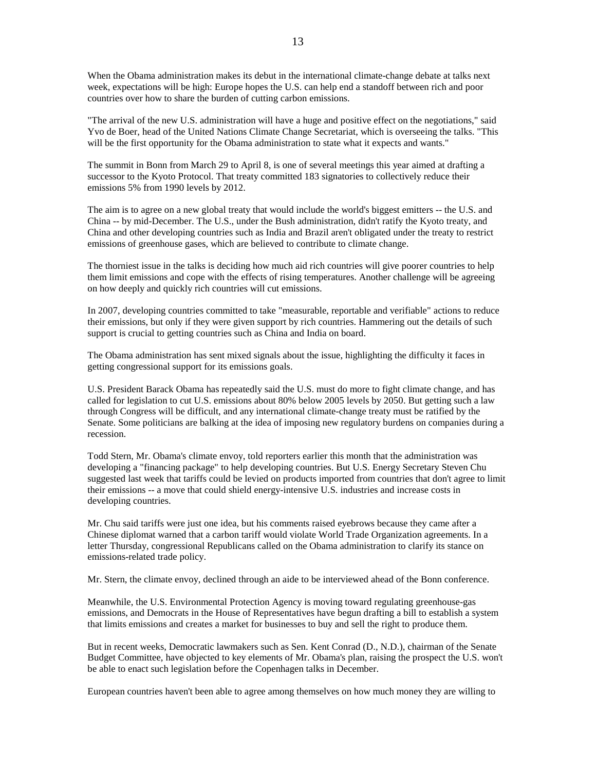When the Obama administration makes its debut in the international climate-change debate at talks next week, expectations will be high: Europe hopes the U.S. can help end a standoff between rich and poor countries over how to share the burden of cutting carbon emissions.

"The arrival of the new U.S. administration will have a huge and positive effect on the negotiations," said Yvo de Boer, head of the United Nations Climate Change Secretariat, which is overseeing the talks. "This will be the first opportunity for the Obama administration to state what it expects and wants."

The summit in Bonn from March 29 to April 8, is one of several meetings this year aimed at drafting a successor to the Kyoto Protocol. That treaty committed 183 signatories to collectively reduce their emissions 5% from 1990 levels by 2012.

The aim is to agree on a new global treaty that would include the world's biggest emitters -- the U.S. and China -- by mid-December. The U.S., under the Bush administration, didn't ratify the Kyoto treaty, and China and other developing countries such as India and Brazil aren't obligated under the treaty to restrict emissions of greenhouse gases, which are believed to contribute to climate change.

The thorniest issue in the talks is deciding how much aid rich countries will give poorer countries to help them limit emissions and cope with the effects of rising temperatures. Another challenge will be agreeing on how deeply and quickly rich countries will cut emissions.

In 2007, developing countries committed to take "measurable, reportable and verifiable" actions to reduce their emissions, but only if they were given support by rich countries. Hammering out the details of such support is crucial to getting countries such as China and India on board.

The Obama administration has sent mixed signals about the issue, highlighting the difficulty it faces in getting congressional support for its emissions goals.

U.S. President Barack Obama has repeatedly said the U.S. must do more to fight climate change, and has called for legislation to cut U.S. emissions about 80% below 2005 levels by 2050. But getting such a law through Congress will be difficult, and any international climate-change treaty must be ratified by the Senate. Some politicians are balking at the idea of imposing new regulatory burdens on companies during a recession.

Todd Stern, Mr. Obama's climate envoy, told reporters earlier this month that the administration was developing a "financing package" to help developing countries. But U.S. Energy Secretary Steven Chu suggested last week that tariffs could be levied on products imported from countries that don't agree to limit their emissions -- a move that could shield energy-intensive U.S. industries and increase costs in developing countries.

Mr. Chu said tariffs were just one idea, but his comments raised eyebrows because they came after a Chinese diplomat warned that a carbon tariff would violate World Trade Organization agreements. In a letter Thursday, congressional Republicans called on the Obama administration to clarify its stance on emissions-related trade policy.

Mr. Stern, the climate envoy, declined through an aide to be interviewed ahead of the Bonn conference.

Meanwhile, the U.S. Environmental Protection Agency is moving toward regulating greenhouse-gas emissions, and Democrats in the House of Representatives have begun drafting a bill to establish a system that limits emissions and creates a market for businesses to buy and sell the right to produce them.

But in recent weeks, Democratic lawmakers such as Sen. Kent Conrad (D., N.D.), chairman of the Senate Budget Committee, have objected to key elements of Mr. Obama's plan, raising the prospect the U.S. won't be able to enact such legislation before the Copenhagen talks in December.

European countries haven't been able to agree among themselves on how much money they are willing to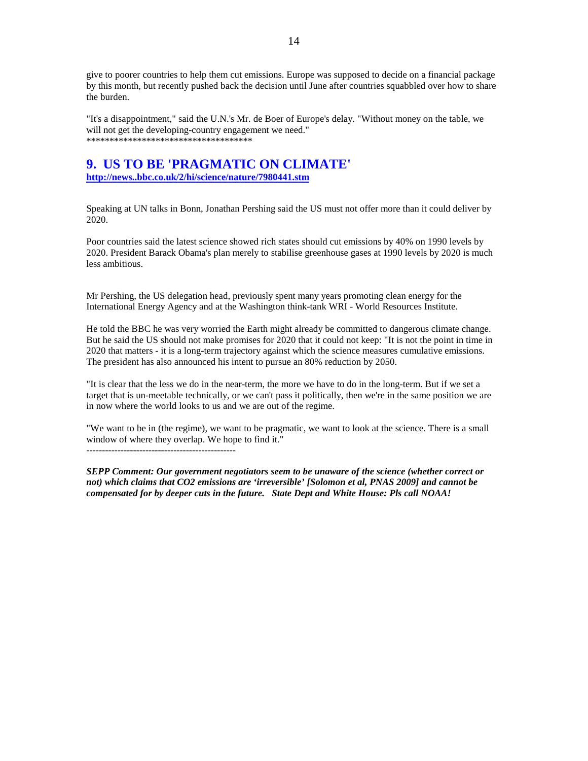give to poorer countries to help them cut emissions. Europe was supposed to decide on a financial package by this month, but recently pushed back the decision until June after countries squabbled over how to share the burden.

"It's a disappointment," said the U.N.'s Mr. de Boer of Europe's delay. "Without money on the table, we will not get the developing-country engagement we need."
************************************

## 9. US TO BE 'PRAGMATIC ON CLIMATE'

**http://news..bbc.co.uk/2/hi/science/nature/7980441.stm**

Speaking at UN talks in Bonn, Jonathan Pershing said the US must not offer more than it could deliver by 2020.

Poor countries said the latest science showed rich states should cut emissions by 40% on 1990 levels by 2020. President Barack Obama's plan merely to stabilise greenhouse gases at 1990 levels by 2020 is much less ambitious.

Mr Pershing, the US delegation head, previously spent many years promoting clean energy for the International Energy Agency and at the Washington think-tank WRI - World Resources Institute.

He told the BBC he was very worried the Earth might already be committed to dangerous climate change. But he said the US should not make promises for 2020 that it could not keep: "It is not the point in time in 2020 that matters - it is a long-term trajectory against which the science measures cumulative emissions. The president has also announced his intent to pursue an 80% reduction by 2050.

"It is clear that the less we do in the near-term, the more we have to do in the long-term. But if we set a target that is un-meetable technically, or we can't pass it politically, then we're in the same position we are in now where the world looks to us and we are out of the regime.

"We want to be in (the regime), we want to be pragmatic, we want to look at the science. There is a small window of where they overlap. We hope to find it."

------------------------------------------------

***SEPP Comment: Our government negotiators seem to be unaware of the science (whether correct or not) which claims that $CO_2$ emissions are 'irreversible' [Solomon et al, PNAS 2009] and cannot be compensated for by deeper cuts in the future. State Dept and White House: Pls call NOAA!***